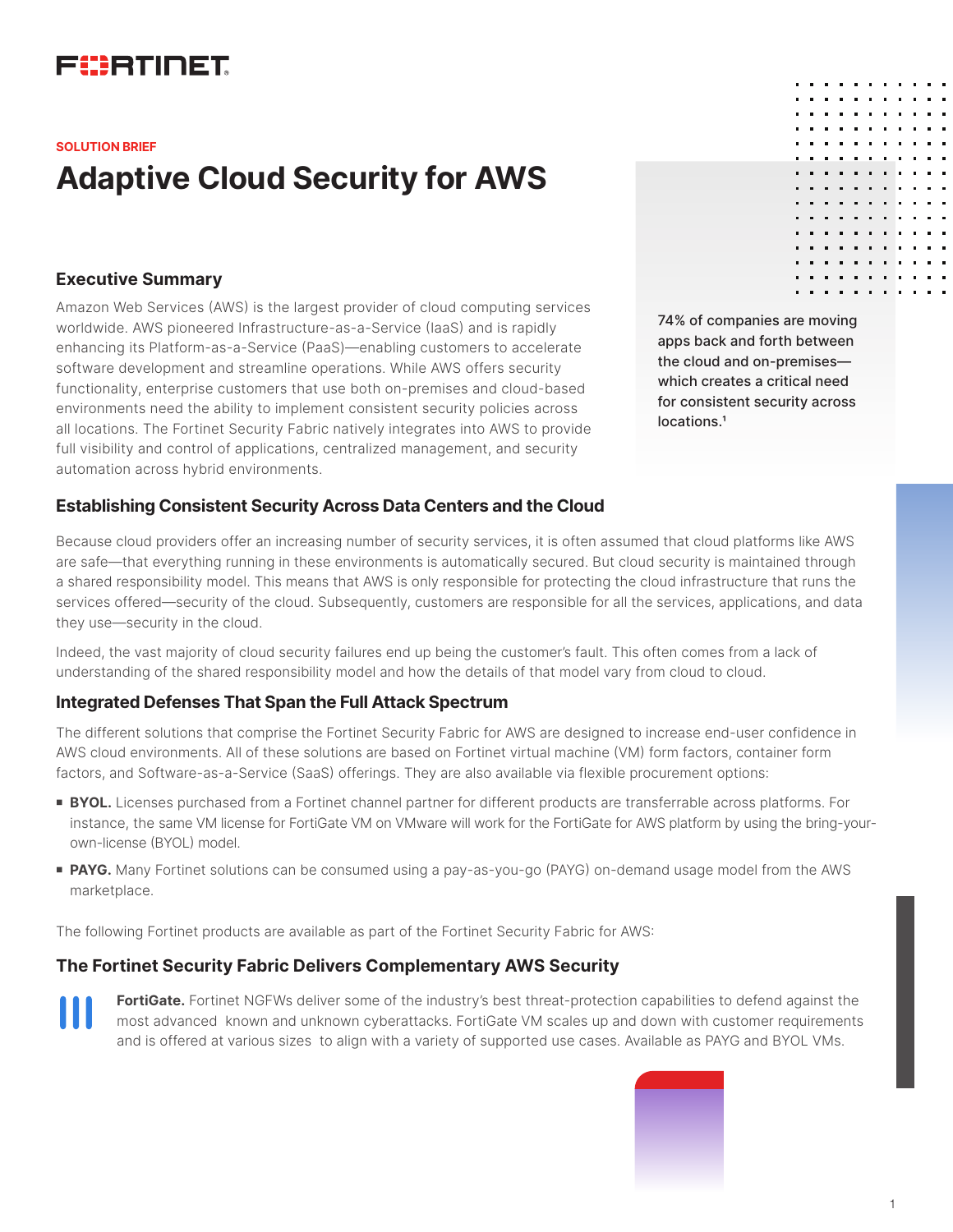SOLUTION BRIEF

# Adaptive Cloud Security for AWS

## Executive Summary

Amazon Web Services (AWS) is the largest provider of cloud computing services worldwide. AWS pioneered Infrastructure-as-a-Service (IaaS) and is rapidly enhancing its Platform-as-a-Service (PaaS)—enabling customers to accelerate software development and streamline operations. While AWS offers security functionality, enterprise customers that use both on-premises and cloud-based environments need the ability to implement consistent security policies across all locations. The Fortinet Security Fabric natively integrates into AWS to provide full visibility and control of applications, centralized management, and security automation across hybrid environments.

74% of companies are moving apps back and forth between the cloud and on-premises—which creates a critical need for consistent security across locations.[1]

## Establishing Consistent Security Across Data Centers and the Cloud

Because cloud providers offer an increasing number of security services, it is often assumed that cloud platforms like AWS are safe—that everything running in these environments is automatically secured. But cloud security is maintained through a shared responsibility model. This means that AWS is only responsible for protecting the cloud infrastructure that runs the services offered—security of the cloud. Subsequently, customers are responsible for all the services, applications, and data they use—security in the cloud.

Indeed, the vast majority of cloud security failures end up being the customer's fault. This often comes from a lack of understanding of the shared responsibility model and how the details of that model vary from cloud to cloud.

## Integrated Defenses That Span the Full Attack Spectrum

The different solutions that comprise the Fortinet Security Fabric for AWS are designed to increase end-user confidence in AWS cloud environments. All of these solutions are based on Fortinet virtual machine (VM) form factors, container form factors, and Software-as-a-Service (SaaS) offerings. They are also available via flexible procurement options:

- **BYOL.** Licenses purchased from a Fortinet channel partner for different products are transferrable across platforms. For instance, the same VM license for FortiGate VM on VMware will work for the FortiGate for AWS platform by using the bring-your-own-license (BYOL) model.
- **PAYG.** Many Fortinet solutions can be consumed using a pay-as-you-go (PAYG) on-demand usage model from the AWS marketplace.

The following Fortinet products are available as part of the Fortinet Security Fabric for AWS:

## The Fortinet Security Fabric Delivers Complementary AWS Security

**FortiGate.** Fortinet NGFWs deliver some of the industry's best threat-protection capabilities to defend against the most advanced known and unknown cyberattacks. FortiGate VM scales up and down with customer requirements and is offered at various sizes to align with a variety of supported use cases. Available as PAYG and BYOL VMs.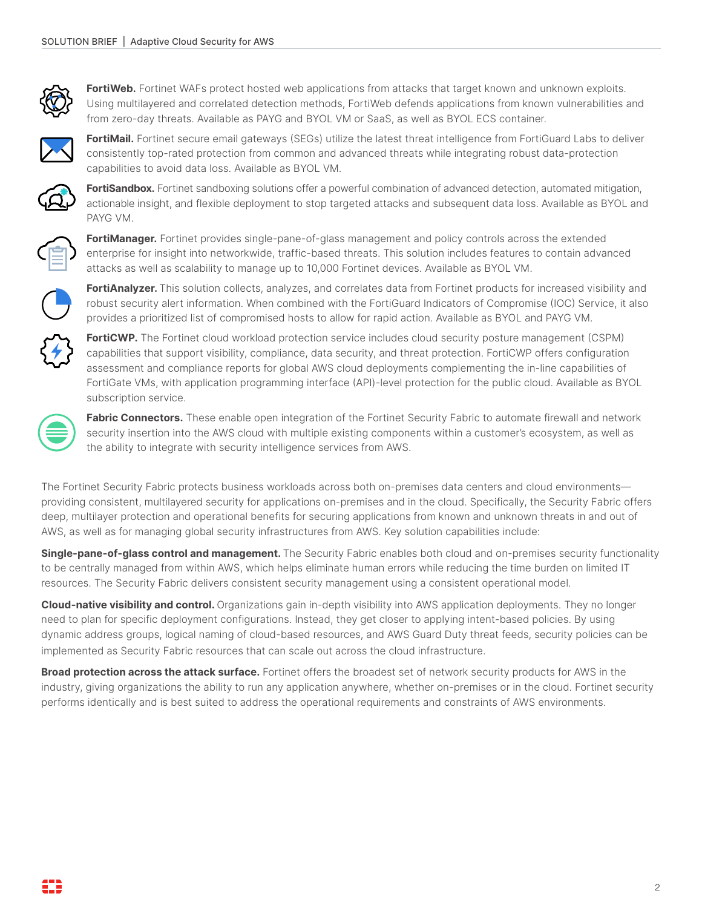**FortiWeb.** Fortinet WAFs protect hosted web applications from attacks that target known and unknown exploits. Using multilayered and correlated detection methods, FortiWeb defends applications from known vulnerabilities and from zero-day threats. Available as PAYG and BYOL VM or SaaS, as well as BYOL ECS container.

**FortiMail.** Fortinet secure email gateways (SEGs) utilize the latest threat intelligence from FortiGuard Labs to deliver consistently top-rated protection from common and advanced threats while integrating robust data-protection capabilities to avoid data loss. Available as BYOL VM.

**FortiSandbox.** Fortinet sandboxing solutions offer a powerful combination of advanced detection, automated mitigation, actionable insight, and flexible deployment to stop targeted attacks and subsequent data loss. Available as BYOL and PAYG VM.

**FortiManager.** Fortinet provides single-pane-of-glass management and policy controls across the extended enterprise for insight into networkwide, traffic-based threats. This solution includes features to contain advanced attacks as well as scalability to manage up to 10,000 Fortinet devices. Available as BYOL VM.

**FortiAnalyzer.** This solution collects, analyzes, and correlates data from Fortinet products for increased visibility and robust security alert information. When combined with the FortiGuard Indicators of Compromise (IOC) Service, it also provides a prioritized list of compromised hosts to allow for rapid action. Available as BYOL and PAYG VM.

**FortiCWP.** The Fortinet cloud workload protection service includes cloud security posture management (CSPM) capabilities that support visibility, compliance, data security, and threat protection. FortiCWP offers configuration assessment and compliance reports for global AWS cloud deployments complementing the in-line capabilities of FortiGate VMs, with application programming interface (API)-level protection for the public cloud. Available as BYOL subscription service.

**Fabric Connectors.** These enable open integration of the Fortinet Security Fabric to automate firewall and network security insertion into the AWS cloud with multiple existing components within a customer's ecosystem, as well as the ability to integrate with security intelligence services from AWS.

The Fortinet Security Fabric protects business workloads across both on-premises data centers and cloud environments—providing consistent, multilayered security for applications on-premises and in the cloud. Specifically, the Security Fabric offers deep, multilayer protection and operational benefits for securing applications from known and unknown threats in and out of AWS, as well as for managing global security infrastructures from AWS. Key solution capabilities include:

**Single-pane-of-glass control and management.** The Security Fabric enables both cloud and on-premises security functionality to be centrally managed from within AWS, which helps eliminate human errors while reducing the time burden on limited IT resources. The Security Fabric delivers consistent security management using a consistent operational model.

**Cloud-native visibility and control.** Organizations gain in-depth visibility into AWS application deployments. They no longer need to plan for specific deployment configurations. Instead, they get closer to applying intent-based policies. By using dynamic address groups, logical naming of cloud-based resources, and AWS Guard Duty threat feeds, security policies can be implemented as Security Fabric resources that can scale out across the cloud infrastructure.

**Broad protection across the attack surface.** Fortinet offers the broadest set of network security products for AWS in the industry, giving organizations the ability to run any application anywhere, whether on-premises or in the cloud. Fortinet security performs identically and is best suited to address the operational requirements and constraints of AWS environments.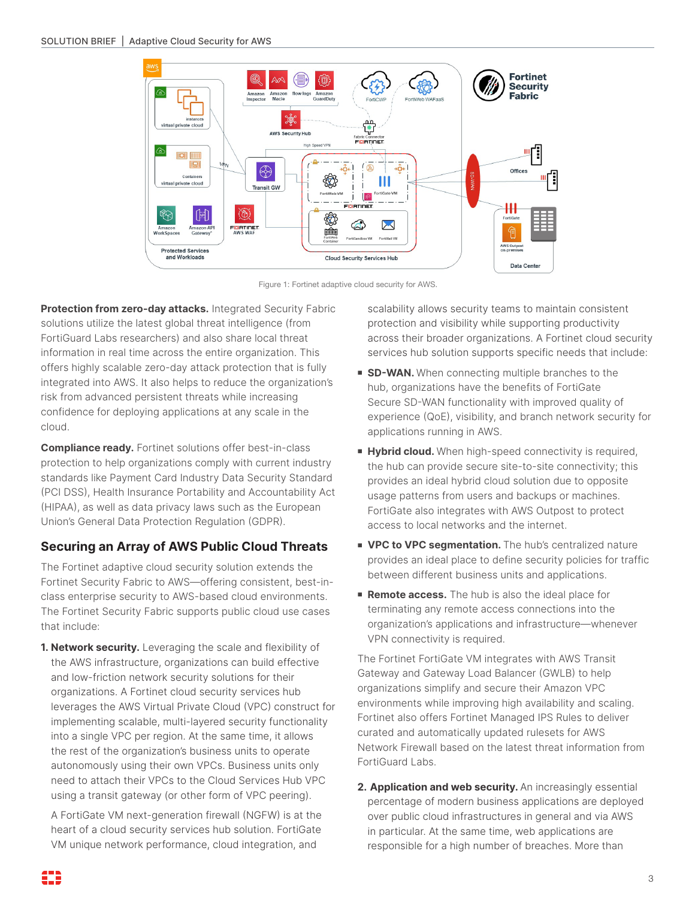Figure 1: Fortinet adaptive cloud security for AWS.

**Protection from zero-day attacks.** Integrated Security Fabric solutions utilize the latest global threat intelligence (from FortiGuard Labs researchers) and also share local threat information in real time across the entire organization. This offers highly scalable zero-day attack protection that is fully integrated into AWS. It also helps to reduce the organization's risk from advanced persistent threats while increasing confidence for deploying applications at any scale in the cloud.

**Compliance ready.** Fortinet solutions offer best-in-class protection to help organizations comply with current industry standards like Payment Card Industry Data Security Standard (PCI DSS), Health Insurance Portability and Accountability Act (HIPAA), as well as data privacy laws such as the European Union's General Data Protection Regulation (GDPR).

## Securing an Array of AWS Public Cloud Threats

The Fortinet adaptive cloud security solution extends the Fortinet Security Fabric to AWS—offering consistent, best-in-class enterprise security to AWS-based cloud environments. The Fortinet Security Fabric supports public cloud use cases that include:

1. **Network security.** Leveraging the scale and flexibility of the AWS infrastructure, organizations can build effective and low-friction network security solutions for their organizations. A Fortinet cloud security services hub leverages the AWS Virtual Private Cloud (VPC) construct for implementing scalable, multi-layered security functionality into a single VPC per region. At the same time, it allows the rest of the organization's business units to operate autonomously using their own VPCs. Business units only need to attach their VPCs to the Cloud Services Hub VPC using a transit gateway (or other form of VPC peering).

   A FortiGate VM next-generation firewall (NGFW) is at the heart of a cloud security services hub solution. FortiGate VM unique network performance, cloud integration, and scalability allows security teams to maintain consistent protection and visibility while supporting productivity across their broader organizations. A Fortinet cloud security services hub solution supports specific needs that include:

   - **SD-WAN.** When connecting multiple branches to the hub, organizations have the benefits of FortiGate Secure SD-WAN functionality with improved quality of experience (QoE), visibility, and branch network security for applications running in AWS.
   - **Hybrid cloud.** When high-speed connectivity is required, the hub can provide secure site-to-site connectivity; this provides an ideal hybrid cloud solution due to opposite usage patterns from users and backups or machines. FortiGate also integrates with AWS Outpost to protect access to local networks and the internet.
   - **VPC to VPC segmentation.** The hub's centralized nature provides an ideal place to define security policies for traffic between different business units and applications.
   - **Remote access.** The hub is also the ideal place for terminating any remote access connections into the organization's applications and infrastructure—whenever VPN connectivity is required.

   The Fortinet FortiGate VM integrates with AWS Transit Gateway and Gateway Load Balancer (GWLB) to help organizations simplify and secure their Amazon VPC environments while improving high availability and scaling. Fortinet also offers Fortinet Managed IPS Rules to deliver curated and automatically updated rulesets for AWS Network Firewall based on the latest threat information from FortiGuard Labs.

2. **Application and web security.** An increasingly essential percentage of modern business applications are deployed over public cloud infrastructures in general and via AWS in particular. At the same time, web applications are responsible for a high number of breaches. More than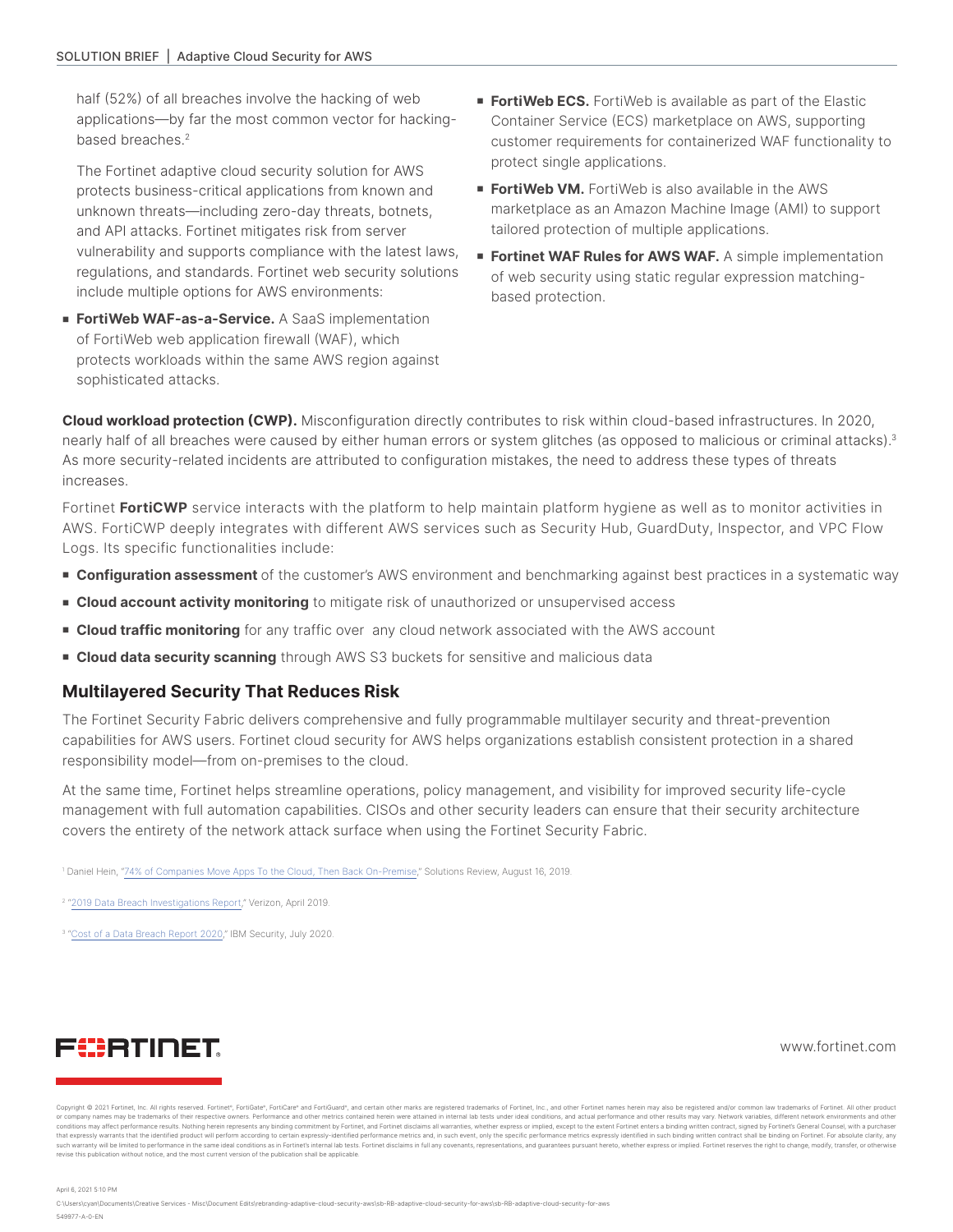half (52%) of all breaches involve the hacking of web applications—by far the most common vector for hacking-based breaches.[2]

The Fortinet adaptive cloud security solution for AWS protects business-critical applications from known and unknown threats—including zero-day threats, botnets, and API attacks. Fortinet mitigates risk from server vulnerability and supports compliance with the latest laws, regulations, and standards. Fortinet web security solutions include multiple options for AWS environments:

- **FortiWeb WAF-as-a-Service.** A SaaS implementation of FortiWeb web application firewall (WAF), which protects workloads within the same AWS region against sophisticated attacks.
- **FortiWeb ECS.** FortiWeb is available as part of the Elastic Container Service (ECS) marketplace on AWS, supporting customer requirements for containerized WAF functionality to protect single applications.
- **FortiWeb VM.** FortiWeb is also available in the AWS marketplace as an Amazon Machine Image (AMI) to support tailored protection of multiple applications.
- **Fortinet WAF Rules for AWS WAF.** A simple implementation of web security using static regular expression matching-based protection.

**Cloud workload protection (CWP).** Misconfiguration directly contributes to risk within cloud-based infrastructures. In 2020, nearly half of all breaches were caused by either human errors or system glitches (as opposed to malicious or criminal attacks).[3] As more security-related incidents are attributed to configuration mistakes, the need to address these types of threats increases.

Fortinet **FortiCWP** service interacts with the platform to help maintain platform hygiene as well as to monitor activities in AWS. FortiCWP deeply integrates with different AWS services such as Security Hub, GuardDuty, Inspector, and VPC Flow Logs. Its specific functionalities include:

- **Configuration assessment** of the customer's AWS environment and benchmarking against best practices in a systematic way
- **Cloud account activity monitoring** to mitigate risk of unauthorized or unsupervised access
- **Cloud traffic monitoring** for any traffic over any cloud network associated with the AWS account
- **Cloud data security scanning** through AWS S3 buckets for sensitive and malicious data

## Multilayered Security That Reduces Risk

The Fortinet Security Fabric delivers comprehensive and fully programmable multilayer security and threat-prevention capabilities for AWS users. Fortinet cloud security for AWS helps organizations establish consistent protection in a shared responsibility model—from on-premises to the cloud.

At the same time, Fortinet helps streamline operations, policy management, and visibility for improved security life-cycle management with full automation capabilities. CISOs and other security leaders can ensure that their security architecture covers the entirety of the network attack surface when using the Fortinet Security Fabric.

[1] Daniel Hein, "74% of Companies Move Apps To the Cloud, Then Back On-Premise," Solutions Review, August 16, 2019.

[2] "2019 Data Breach Investigations Report," Verizon, April 2019.

[3] "Cost of a Data Breach Report 2020," IBM Security, July 2020.

FORTINET

www.fortinet.com

Copyright © 2021 Fortinet, Inc. All rights reserved. Fortinet®, FortiGate®, FortiCare® and FortiGuard®, and certain other marks are registered trademarks of Fortinet, Inc., and other Fortinet names herein may also be registered and/or common law trademarks of Fortinet. All other product or company names may be trademarks of their respective owners. Performance and other metrics contained herein were attained in internal lab tests under ideal conditions, and actual performance and other results may vary. Network variables, different network environments and other conditions may affect performance results. Nothing herein represents any binding commitment by Fortinet, and Fortinet disclaims all warranties, whether express or implied, except to the extent Fortinet enters a binding written contract, signed by Fortinet's General Counsel, with a purchaser that expressly warrants that the identified product will perform according to certain expressly-identified performance metrics and, in such event, only the specific performance metrics expressly identified in such binding written contract shall be binding on Fortinet. For absolute clarity, any such warranty will be limited to performance in the same ideal conditions as in Fortinet's internal lab tests. Fortinet disclaims in full any covenants, representations, and guarantees pursuant hereto, whether express or implied. Fortinet reserves the right to change, modify, transfer, or otherwise revise this publication without notice, and the most current version of the publication shall be applicable.

April 6, 2021 5:10 PM

C:\Users\cyan\Documents\Creative Services - Misc\Document Edits\rebranding-adaptive-cloud-security-aws\sb-RB-adaptive-cloud-security-for-aws\sb-RB-adaptive-cloud-security-for-aws

549977-A-0-EN